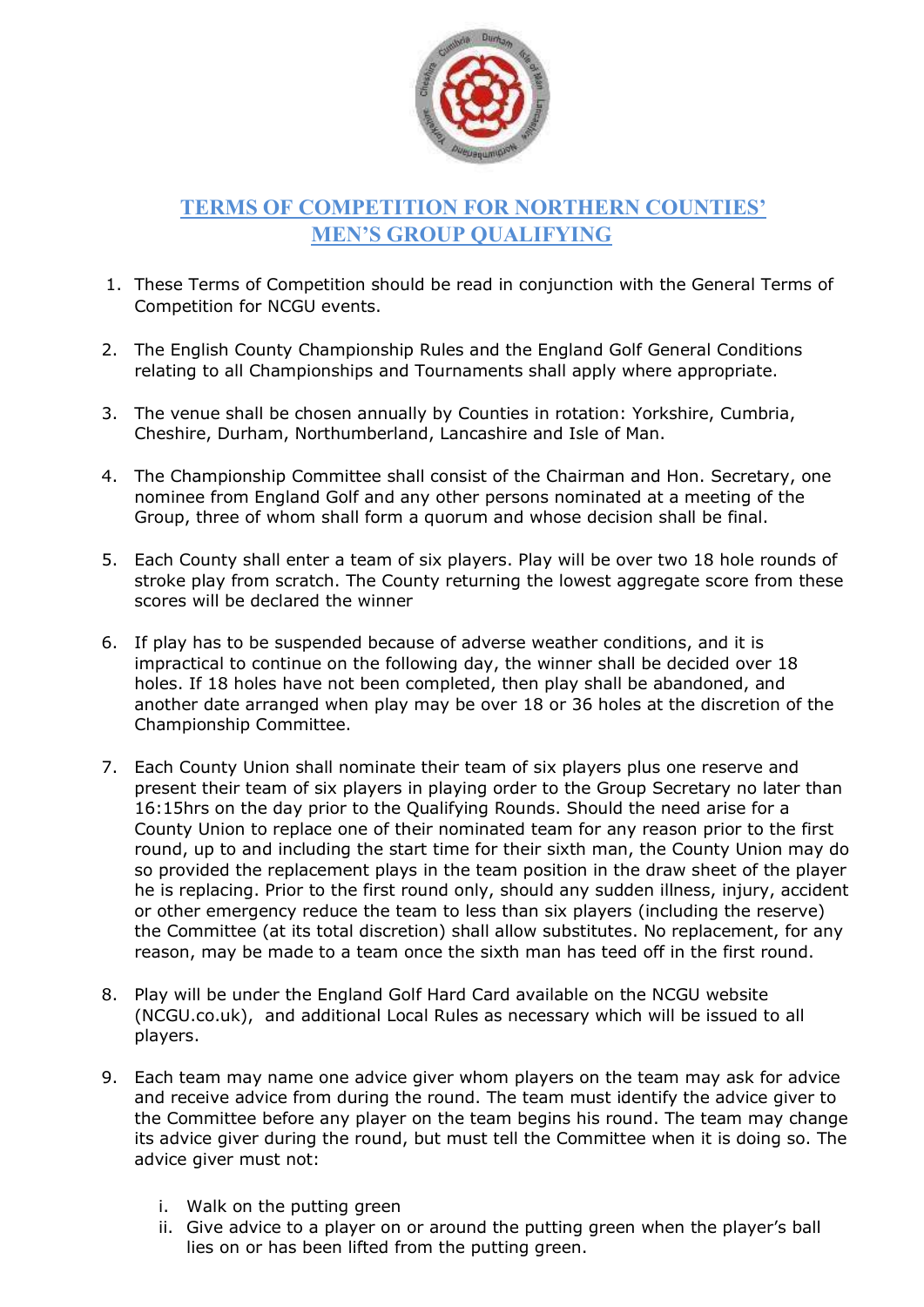# TERMS OF COMPETITION FOR NORTHERN COUNTIES' MEN'S GROUP QUALIFYING

1. These Terms of Competition should be read in conjunction with the General Terms of Competition for NCGU events.

2. The English County Championship Rules and the England Golf General Conditions relating to all Championships and Tournaments shall apply where appropriate.

3. The venue shall be chosen annually by Counties in rotation: Yorkshire, Cumbria, Cheshire, Durham, Northumberland, Lancashire and Isle of Man.

4. The Championship Committee shall consist of the Chairman and Hon. Secretary, one nominee from England Golf and any other persons nominated at a meeting of the Group, three of whom shall form a quorum and whose decision shall be final.

5. Each County shall enter a team of six players. Play will be over two 18 hole rounds of stroke play from scratch. The County returning the lowest aggregate score from these scores will be declared the winner

6. If play has to be suspended because of adverse weather conditions, and it is impractical to continue on the following day, the winner shall be decided over 18 holes. If 18 holes have not been completed, then play shall be abandoned, and another date arranged when play may be over 18 or 36 holes at the discretion of the Championship Committee.

7. Each County Union shall nominate their team of six players plus one reserve and present their team of six players in playing order to the Group Secretary no later than 16:15hrs on the day prior to the Qualifying Rounds. Should the need arise for a County Union to replace one of their nominated team for any reason prior to the first round, up to and including the start time for their sixth man, the County Union may do so provided the replacement plays in the team position in the draw sheet of the player he is replacing. Prior to the first round only, should any sudden illness, injury, accident or other emergency reduce the team to less than six players (including the reserve) the Committee (at its total discretion) shall allow substitutes. No replacement, for any reason, may be made to a team once the sixth man has teed off in the first round.

8. Play will be under the England Golf Hard Card available on the NCGU website (NCGU.co.uk), and additional Local Rules as necessary which will be issued to all players.

9. Each team may name one advice giver whom players on the team may ask for advice and receive advice from during the round. The team must identify the advice giver to the Committee before any player on the team begins his round. The team may change its advice giver during the round, but must tell the Committee when it is doing so. The advice giver must not:

   i. Walk on the putting green
   ii. Give advice to a player on or around the putting green when the player's ball lies on or has been lifted from the putting green.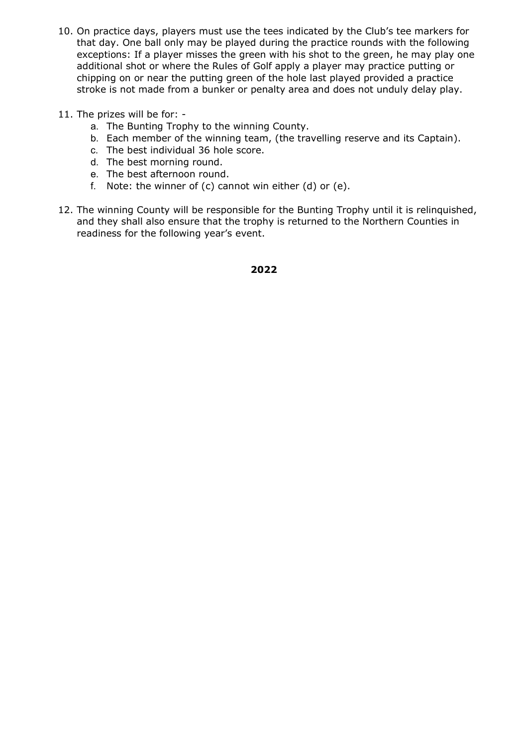10. On practice days, players must use the tees indicated by the Club's tee markers for that day. One ball only may be played during the practice rounds with the following exceptions: If a player misses the green with his shot to the green, he may play one additional shot or where the Rules of Golf apply a player may practice putting or chipping on or near the putting green of the hole last played provided a practice stroke is not made from a bunker or penalty area and does not unduly delay play.

11. The prizes will be for: -
    a. The Bunting Trophy to the winning County.
    b. Each member of the winning team, (the travelling reserve and its Captain).
    c. The best individual 36 hole score.
    d. The best morning round.
    e. The best afternoon round.
    f. Note: the winner of (c) cannot win either (d) or (e).

12. The winning County will be responsible for the Bunting Trophy until it is relinquished, and they shall also ensure that the trophy is returned to the Northern Counties in readiness for the following year's event.

**2022**